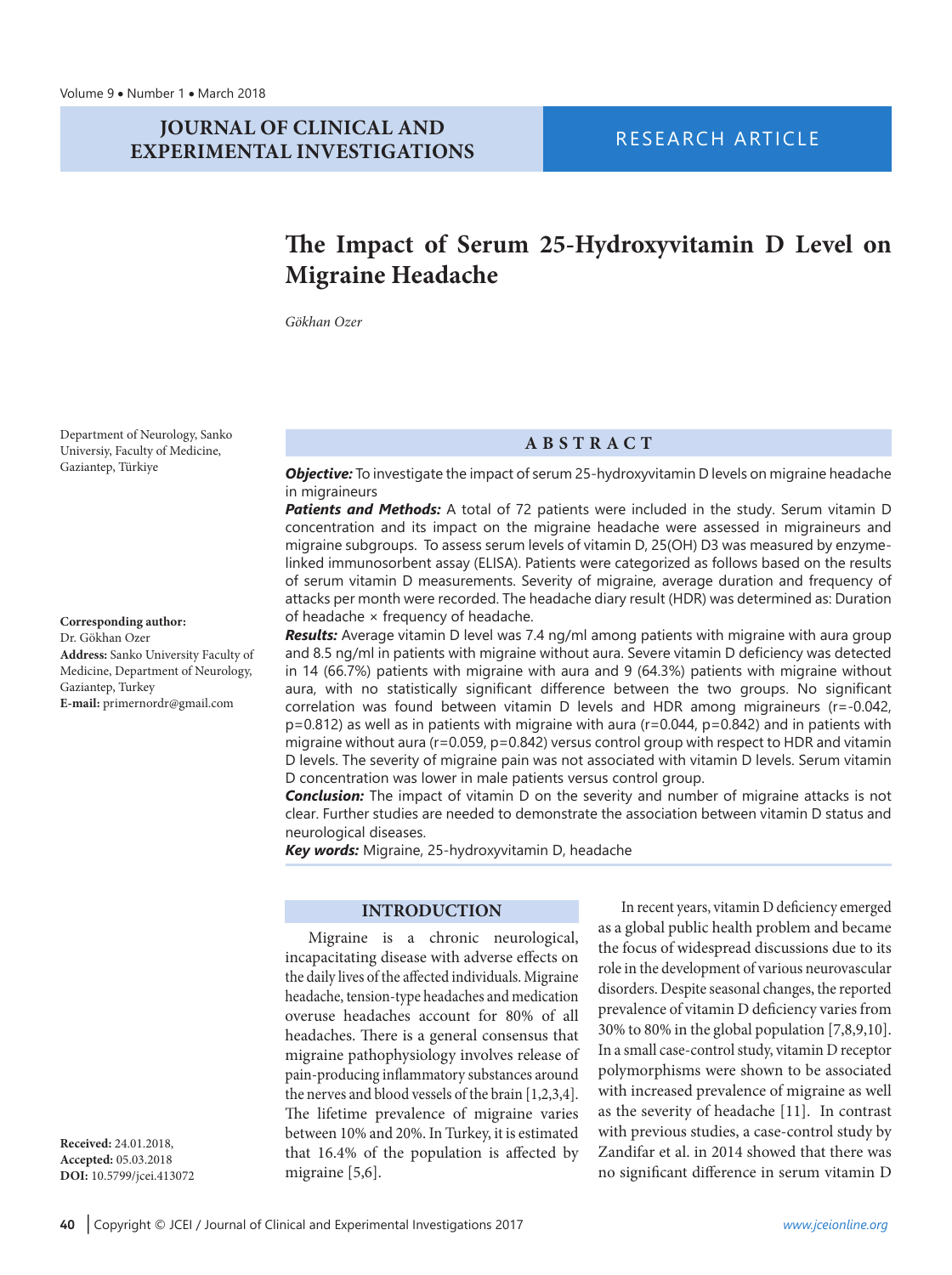RESEARCH ARTICLE

# The Impact of Serum 25-Hydroxyvitamin D Level on Migraine Headache

*Gökhan Ozer*

Department of Neurology, Sanko Universiy, Faculty of Medicine, Gaziantep, Türkiye

**Corresponding author:**
Dr. Gökhan Ozer
**Address:** Sanko University Faculty of Medicine, Department of Neurology, Gaziantep, Turkey
**E-mail:** primernordr@gmail.com

**Received:** 24.01.2018,
**Accepted:** 05.03.2018
**DOI:** 10.5799/jcei.413072

## ABSTRACT

***Objective:*** To investigate the impact of serum 25-hydroxyvitamin D levels on migraine headache in migraineurs

***Patients and Methods:*** A total of 72 patients were included in the study. Serum vitamin D concentration and its impact on the migraine headache were assessed in migraineurs and migraine subgroups. To assess serum levels of vitamin D, 25(OH) D3 was measured by enzyme-linked immunosorbent assay (ELISA). Patients were categorized as follows based on the results of serum vitamin D measurements. Severity of migraine, average duration and frequency of attacks per month were recorded. The headache diary result (HDR) was determined as: Duration of headache × frequency of headache.

***Results:*** Average vitamin D level was 7.4 ng/ml among patients with migraine with aura group and 8.5 ng/ml in patients with migraine without aura. Severe vitamin D deficiency was detected in 14 (66.7%) patients with migraine with aura and 9 (64.3%) patients with migraine without aura, with no statistically significant difference between the two groups. No significant correlation was found between vitamin D levels and HDR among migraineurs ($r=-0.042$, $p=0.812$) as well as in patients with migraine with aura ($r=0.044$, $p=0.842$) and in patients with migraine without aura ($r=0.059$, $p=0.842$) versus control group with respect to HDR and vitamin D levels. The severity of migraine pain was not associated with vitamin D levels. Serum vitamin D concentration was lower in male patients versus control group.

***Conclusion:*** The impact of vitamin D on the severity and number of migraine attacks is not clear. Further studies are needed to demonstrate the association between vitamin D status and neurological diseases.

***Key words:*** Migraine, 25-hydroxyvitamin D, headache

## INTRODUCTION

Migraine is a chronic neurological, incapacitating disease with adverse effects on the daily lives of the affected individuals. Migraine headache, tension-type headaches and medication overuse headaches account for 80% of all headaches. There is a general consensus that migraine pathophysiology involves release of pain-producing inflammatory substances around the nerves and blood vessels of the brain [1,2,3,4]. The lifetime prevalence of migraine varies between 10% and 20%. In Turkey, it is estimated that 16.4% of the population is affected by migraine [5,6].

In recent years, vitamin D deficiency emerged as a global public health problem and became the focus of widespread discussions due to its role in the development of various neurovascular disorders. Despite seasonal changes, the reported prevalence of vitamin D deficiency varies from 30% to 80% in the global population [7,8,9,10]. In a small case-control study, vitamin D receptor polymorphisms were shown to be associated with increased prevalence of migraine as well as the severity of headache [11]. In contrast with previous studies, a case-control study by Zandifar et al. in 2014 showed that there was no significant difference in serum vitamin D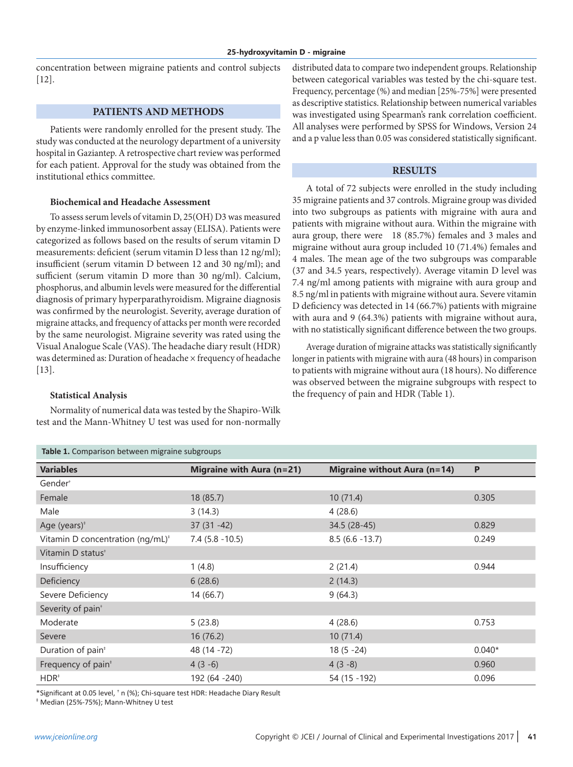concentration between migraine patients and control subjects [12].

## PATIENTS AND METHODS

Patients were randomly enrolled for the present study. The study was conducted at the neurology department of a university hospital in Gaziantep. A retrospective chart review was performed for each patient. Approval for the study was obtained from the institutional ethics committee.

### Biochemical and Headache Assessment

To assess serum levels of vitamin D, 25(OH) D3 was measured by enzyme-linked immunosorbent assay (ELISA). Patients were categorized as follows based on the results of serum vitamin D measurements: deficient (serum vitamin D less than 12 ng/ml); insufficient (serum vitamin D between 12 and 30 ng/ml); and sufficient (serum vitamin D more than 30 ng/ml). Calcium, phosphorus, and albumin levels were measured for the differential diagnosis of primary hyperparathyroidism. Migraine diagnosis was confirmed by the neurologist. Severity, average duration of migraine attacks, and frequency of attacks per month were recorded by the same neurologist. Migraine severity was rated using the Visual Analogue Scale (VAS). The headache diary result (HDR) was determined as: Duration of headache × frequency of headache [13].

### Statistical Analysis

Normality of numerical data was tested by the Shapiro-Wilk test and the Mann-Whitney U test was used for non-normally distributed data to compare two independent groups. Relationship between categorical variables was tested by the chi-square test. Frequency, percentage (%) and median [25%-75%] were presented as descriptive statistics. Relationship between numerical variables was investigated using Spearman's rank correlation coefficient. All analyses were performed by SPSS for Windows, Version 24 and a p value less than 0.05 was considered statistically significant.

## RESULTS

A total of 72 subjects were enrolled in the study including 35 migraine patients and 37 controls. Migraine group was divided into two subgroups as patients with migraine with aura and patients with migraine without aura. Within the migraine with aura group, there were 18 (85.7%) females and 3 males and migraine without aura group included 10 (71.4%) females and 4 males. The mean age of the two subgroups was comparable (37 and 34.5 years, respectively). Average vitamin D level was 7.4 ng/ml among patients with migraine with aura group and 8.5 ng/ml in patients with migraine without aura. Severe vitamin D deficiency was detected in 14 (66.7%) patients with migraine with aura and 9 (64.3%) patients with migraine without aura, with no statistically significant difference between the two groups.

Average duration of migraine attacks was statistically significantly longer in patients with migraine with aura (48 hours) in comparison to patients with migraine without aura (18 hours). No difference was observed between the migraine subgroups with respect to the frequency of pain and HDR (Table 1).

**Table 1.** Comparison between migraine subgroups

| Variables | Migraine with Aura (n=21) | Migraine without Aura (n=14) | P |
|---|---|---|---|
| Gender† | | | |
| Female | 18 (85.7) | 10 (71.4) | 0.305 |
| Male | 3 (14.3) | 4 (28.6) | |
| Age (years)‡ | 37 (31 -42) | 34.5 (28-45) | 0.829 |
| Vitamin D concentration (ng/mL)‡ | 7.4 (5.8 -10.5) | 8.5 (6.6 -13.7) | 0.249 |
| Vitamin D status† | | | |
| Insufficiency | 1 (4.8) | 2 (21.4) | 0.944 |
| Deficiency | 6 (28.6) | 2 (14.3) | |
| Severe Deficiency | 14 (66.7) | 9 (64.3) | |
| Severity of pain† | | | |
| Moderate | 5 (23.8) | 4 (28.6) | 0.753 |
| Severe | 16 (76.2) | 10 (71.4) | |
| Duration of pain‡ | 48 (14 -72) | 18 (5 -24) | 0.040* |
| Frequency of pain‡ | 4 (3 -6) | 4 (3 -8) | 0.960 |
| HDR‡ | 192 (64 -240) | 54 (15 -192) | 0.096 |

*Significant at 0.05 level, † n (%); Chi-square test HDR: Headache Diary Result

‡ Median (25%-75%); Mann-Whitney U test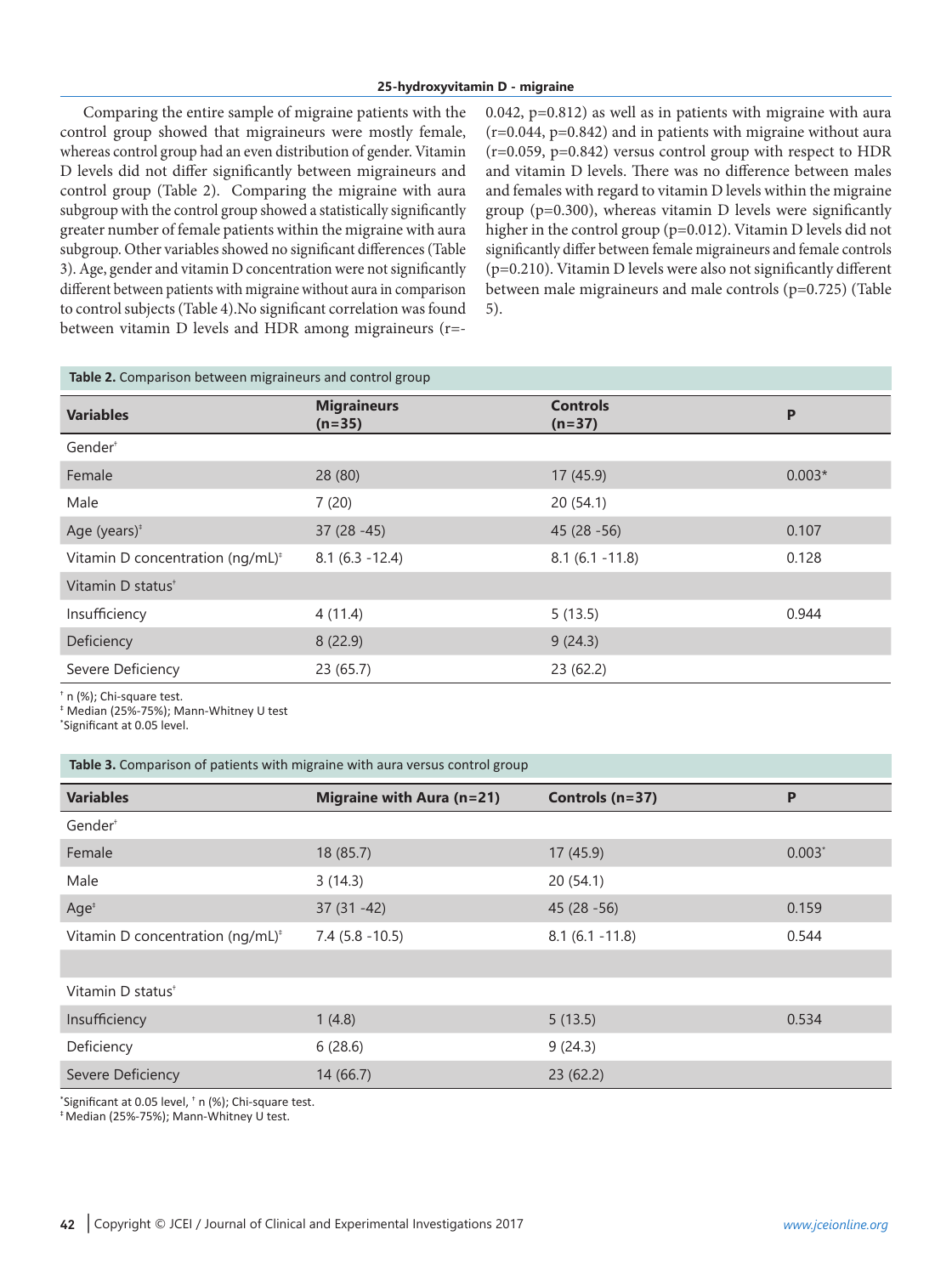Comparing the entire sample of migraine patients with the control group showed that migraineurs were mostly female, whereas control group had an even distribution of gender. Vitamin D levels did not differ significantly between migraineurs and control group (Table 2). Comparing the migraine with aura subgroup with the control group showed a statistically significant greater number of female patients within the migraine with aura subgroup. Other variables showed no significant differences (Table 3). Age, gender and vitamin D concentration were not significantly different between patients with migraine without aura in comparison to control subjects (Table 4).No significant correlation was found between vitamin D levels and HDR among migraineurs (r=-0.042, p=0.812) as well as in patients with migraine with aura (r=0.044, p=0.842) and in patients with migraine without aura (r=0.059, p=0.842) versus control group with respect to HDR and vitamin D levels. There was no difference between males and females with regard to vitamin D levels within the migraine group (p=0.300), whereas vitamin D levels were significantly higher in the control group (p=0.012). Vitamin D levels did not significantly differ between female migraineurs and female controls (p=0.210). Vitamin D levels were also not significantly different between male migraineurs and male controls (p=0.725) (Table 5).

**Table 2.** Comparison between migraineurs and control group

| Variables | Migraineurs (n=35) | Controls (n=37) | P |
|---|---|---|---|
| Gender† | | | |
| Female | 28 (80) | 17 (45.9) | 0.003* |
| Male | 7 (20) | 20 (54.1) | |
| Age (years)‡ | 37 (28 -45) | 45 (28 -56) | 0.107 |
| Vitamin D concentration (ng/mL)‡ | 8.1 (6.3 -12.4) | 8.1 (6.1 -11.8) | 0.128 |
| Vitamin D status† | | | |
| Insufficiency | 4 (11.4) | 5 (13.5) | 0.944 |
| Deficiency | 8 (22.9) | 9 (24.3) | |
| Severe Deficiency | 23 (65.7) | 23 (62.2) | |

† n (%); Chi-square test.
‡ Median (25%-75%); Mann-Whitney U test
*Significant at 0.05 level.

**Table 3.** Comparison of patients with migraine with aura versus control group

| Variables | Migraine with Aura (n=21) | Controls (n=37) | P |
|---|---|---|---|
| Gender† | | | |
| Female | 18 (85.7) | 17 (45.9) | 0.003* |
| Male | 3 (14.3) | 20 (54.1) | |
| Age‡ | 37 (31 -42) | 45 (28 -56) | 0.159 |
| Vitamin D concentration (ng/mL)‡ | 7.4 (5.8 -10.5) | 8.1 (6.1 -11.8) | 0.544 |
| | | | |
| Vitamin D status† | | | |
| Insufficiency | 1 (4.8) | 5 (13.5) | 0.534 |
| Deficiency | 6 (28.6) | 9 (24.3) | |
| Severe Deficiency | 14 (66.7) | 23 (62.2) | |

*Significant at 0.05 level, † n (%); Chi-square test.
‡ Median (25%-75%); Mann-Whitney U test.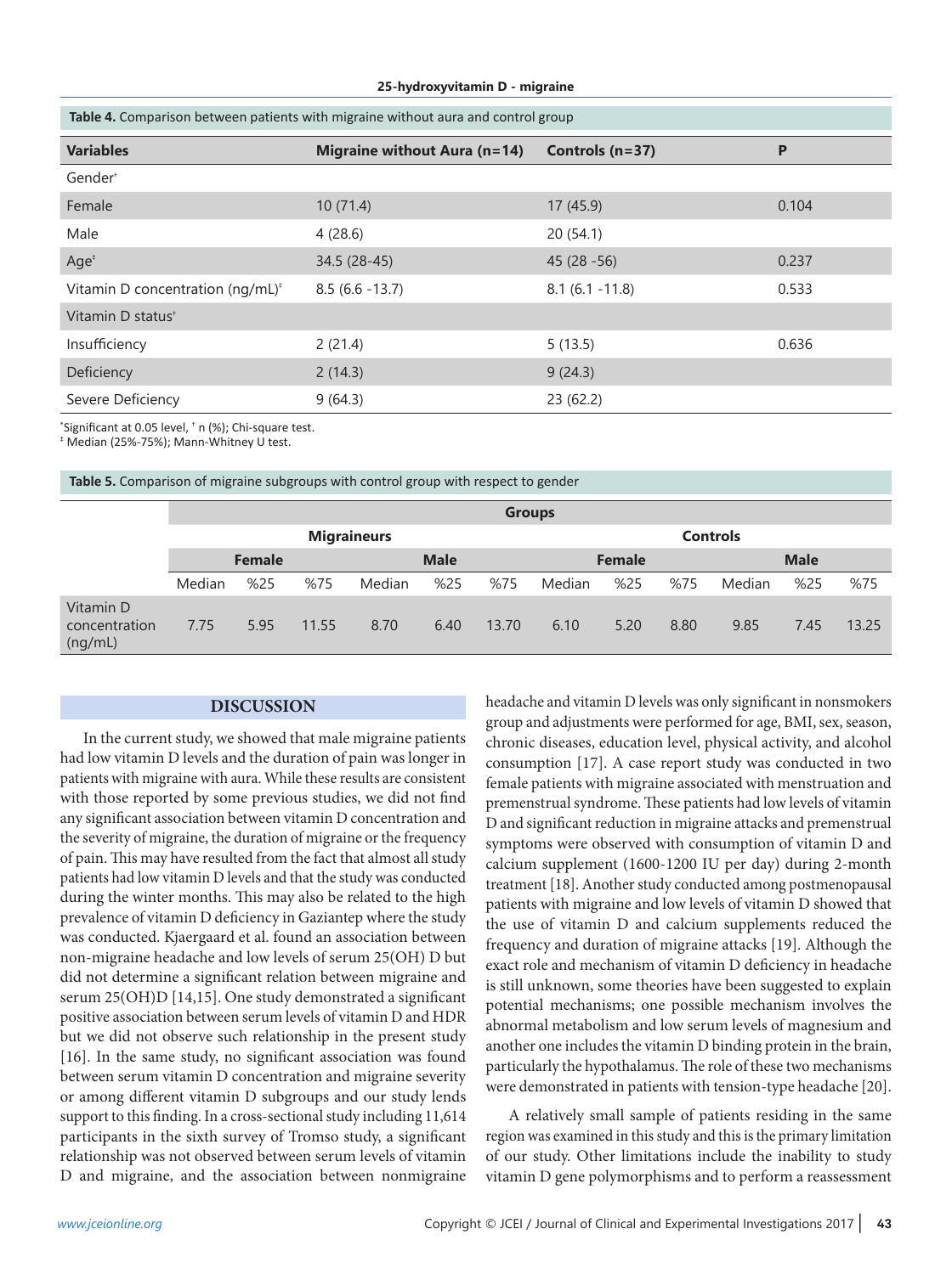**Table 4.** Comparison between patients with migraine without aura and control group

| Variables | Migraine without Aura (n=14) | Controls (n=37) | P |
|---|---|---|---|
| Gender[†] | | | |
| Female | 10 (71.4) | 17 (45.9) | 0.104 |
| Male | 4 (28.6) | 20 (54.1) | |
| Age[‡] | 34.5 (28-45) | 45 (28 -56) | 0.237 |
| Vitamin D concentration (ng/mL)[‡] | 8.5 (6.6 -13.7) | 8.1 (6.1 -11.8) | 0.533 |
| Vitamin D status[†] | | | |
| Insufficiency | 2 (21.4) | 5 (13.5) | 0.636 |
| Deficiency | 2 (14.3) | 9 (24.3) | |
| Severe Deficiency | 9 (64.3) | 23 (62.2) | |

*Significant at 0.05 level, † n (%); Chi-square test.
‡ Median (25%-75%); Mann-Whitney U test.

**Table 5.** Comparison of migraine subgroups with control group with respect to gender

| | Groups | | | | | | | | | | | |
|---|---|---|---|---|---|---|---|---|---|---|---|---|
| | Migraineurs | | | | | | Controls | | | | | |
| | Female | | | Male | | | Female | | | Male | | |
| | Median | %25 | %75 | Median | %25 | %75 | Median | %25 | %75 | Median | %25 | %75 |
| Vitamin D concentration (ng/mL) | 7.75 | 5.95 | 11.55 | 8.70 | 6.40 | 13.70 | 6.10 | 5.20 | 8.80 | 9.85 | 7.45 | 13.25 |

## DISCUSSION

In the current study, we showed that male migraine patients had low vitamin D levels and the duration of pain was longer in patients with migraine with aura. While these results are consistent with those reported by some previous studies, we did not find any significant association between vitamin D concentration and the severity of migraine, the duration of migraine or the frequency of pain. This may have resulted from the fact that almost all study patients had low vitamin D levels and that the study was conducted during the winter months. This may also be related to the high prevalence of vitamin D deficiency in Gaziantep where the study was conducted. Kjaergaard et al. found an association between non-migraine headache and low levels of serum 25(OH) D but did not determine a significant relation between migraine and serum 25(OH)D [14,15]. One study demonstrated a significant positive association between serum levels of vitamin D and HDR but we did not observe such relationship in the present study [16]. In the same study, no significant association was found between serum vitamin D concentration and migraine severity or among different vitamin D subgroups and our study lends support to this finding. In a cross-sectional study including 11,614 participants in the sixth survey of Tromso study, a significant relationship was not observed between serum levels of vitamin D and migraine, and the association between nonmigraine headache and vitamin D levels was only significant in nonsmokers group and adjustments were performed for age, BMI, sex, season, chronic diseases, education level, physical activity, and alcohol consumption [17]. A case report study was conducted in two female patients with migraine associated with menstruation and premenstrual syndrome. These patients had low levels of vitamin D and significant reduction in migraine attacks and premenstrual symptoms were observed with consumption of vitamin D and calcium supplement (1600-1200 IU per day) during 2-month treatment [18]. Another study conducted among postmenopausal patients with migraine and low levels of vitamin D showed that the use of vitamin D and calcium supplements reduced the frequency and duration of migraine attacks [19]. Although the exact role and mechanism of vitamin D deficiency in headache is still unknown, some theories have been suggested to explain potential mechanisms; one possible mechanism involves the abnormal metabolism and low serum levels of magnesium and another one includes the vitamin D binding protein in the brain, particularly the hypothalamus. The role of these two mechanisms were demonstrated in patients with tension-type headache [20].

A relatively small sample of patients residing in the same region was examined in this study and this is the primary limitation of our study. Other limitations include the inability to study vitamin D gene polymorphisms and to perform a reassessment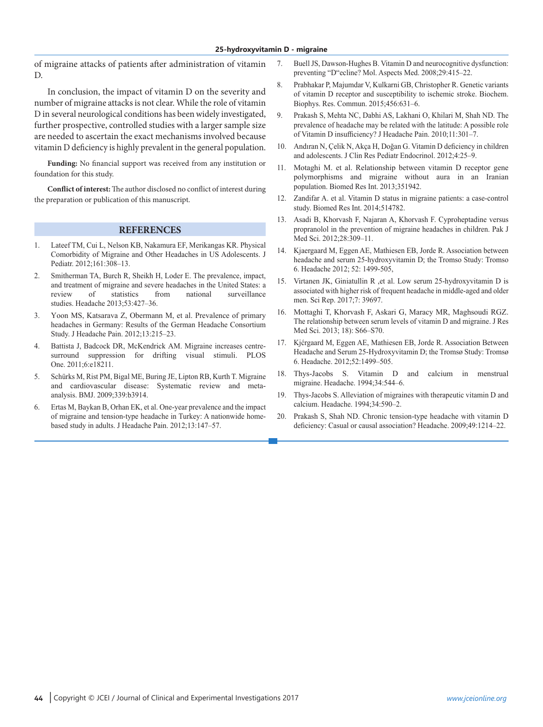of migraine attacks of patients after administration of vitamin D.

In conclusion, the impact of vitamin D on the severity and number of migraine attacks is not clear. While the role of vitamin D in several neurological conditions has been widely investigated, further prospective, controlled studies with a larger sample size are needed to ascertain the exact mechanisms involved because vitamin D deficiency is highly prevalent in the general population.

**Funding:** No financial support was received from any institution or foundation for this study.

**Conflict of interest:** The author disclosed no conflict of interest during the preparation or publication of this manuscript.

## REFERENCES

1. Lateef TM, Cui L, Nelson KB, Nakamura EF, Merikangas KR. Physical Comorbidity of Migraine and Other Headaches in US Adolescents. J Pediatr. 2012;161:308–13.
2. Smitherman TA, Burch R, Sheikh H, Loder E. The prevalence, impact, and treatment of migraine and severe headaches in the United States: a review of statistics from national surveillance studies. Headache 2013;53:427–36.
3. Yoon MS, Katsarava Z, Obermann M, et al. Prevalence of primary headaches in Germany: Results of the German Headache Consortium Study. J Headache Pain. 2012;13:215–23.
4. Battista J, Badcock DR, McKendrick AM. Migraine increases centre-surround suppression for drifting visual stimuli. PLOS One. 2011;6:e18211.
5. Schürks M, Rist PM, Bigal ME, Buring JE, Lipton RB, Kurth T. Migraine and cardiovascular disease: Systematic review and meta-analysis. BMJ. 2009;339:b3914.
6. Ertas M, Baykan B, Orhan EK, et al. One-year prevalence and the impact of migraine and tension-type headache in Turkey: A nationwide home-based study in adults. J Headache Pain. 2012;13:147–57.
7. Buell JS, Dawson-Hughes B. Vitamin D and neurocognitive dysfunction: preventing "D"ecline? Mol. Aspects Med. 2008;29:415–22.
8. Prabhakar P, Majumdar V, Kulkarni GB, Christopher R. Genetic variants of vitamin D receptor and susceptibility to ischemic stroke. Biochem. Biophys. Res. Commun. 2015;456:631–6.
9. Prakash S, Mehta NC, Dabhi AS, Lakhani O, Khilari M, Shah ND. The prevalence of headache may be related with the latitude: A possible role of Vitamin D insufficiency? J Headache Pain. 2010;11:301–7.
10. Andıran N, Çelik N, Akça H, Doğan G. Vitamin D deficiency in children and adolescents. J Clin Res Pediatr Endocrinol. 2012;4:25–9.
11. Motaghi M. et al. Relationship between vitamin D receptor gene polymorphisms and migraine without aura in an Iranian population. Biomed Res Int. 2013;351942.
12. Zandifar A. et al. Vitamin D status in migraine patients: a case-control study. Biomed Res Int. 2014;514782.
13. Asadi B, Khorvash F, Najaran A, Khorvash F. Cyproheptadine versus propranolol in the prevention of migraine headaches in children. Pak J Med Sci. 2012;28:309–11.
14. Kjaergaard M, Eggen AE, Mathiesen EB, Jorde R. Association between headache and serum 25-hydroxyvitamin D; the Tromso Study: Tromso 6. Headache 2012; 52: 1499-505,
15. Virtanen JK, Giniatullin R ,et al. Low serum 25-hydroxyvitamin D is associated with higher risk of frequent headache in middle-aged and older men. Sci Rep. 2017;7: 39697.
16. Mottaghi T, Khorvash F, Askari G, Maracy MR, Maghsoudi RGZ. The relationship between serum levels of vitamin D and migraine. J Res Med Sci. 2013; 18): S66–S70.
17. Kjćrgaard M, Eggen AE, Mathiesen EB, Jorde R. Association Between Headache and Serum 25-Hydroxyvitamin D; the Tromsø Study: Tromsø 6. Headache. 2012;52:1499–505.
18. Thys-Jacobs S. Vitamin D and calcium in menstrual migraine. Headache. 1994;34:544–6.
19. Thys-Jacobs S. Alleviation of migraines with therapeutic vitamin D and calcium. Headache. 1994;34:590–2.
20. Prakash S, Shah ND. Chronic tension-type headache with vitamin D deficiency: Casual or causal association? Headache. 2009;49:1214–22.